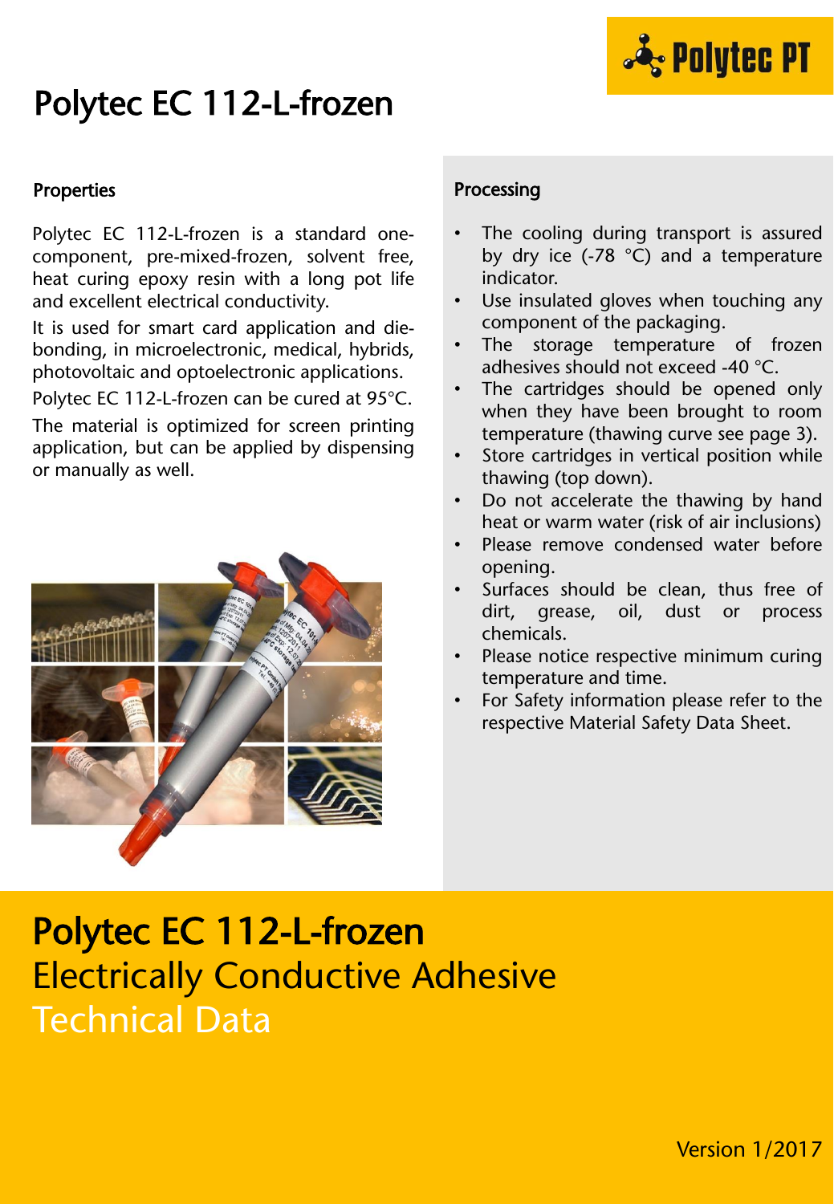# Polytec EC 112-L-frozen

## Properties

Polytec EC 112-L-frozen is a standard one-component, pre-mixed-frozen, solvent free, heat curing epoxy resin with a long pot life and excellent electrical conductivity.

It is used for smart card application and die-bonding, in microelectronic, medical, hybrids, photovoltaic and optoelectronic applications.

Polytec EC 112-L-frozen can be cured at 95°C.

The material is optimized for screen printing application, but can be applied by dispensing or manually as well.

## Processing

- The cooling during transport is assured by dry ice (-78 °C) and a temperature indicator.
- Use insulated gloves when touching any component of the packaging.
- The storage temperature of frozen adhesives should not exceed -40 °C.
- The cartridges should be opened only when they have been brought to room temperature (thawing curve see page 3).
- Store cartridges in vertical position while thawing (top down).
- Do not accelerate the thawing by hand heat or warm water (risk of air inclusions)
- Please remove condensed water before opening.
- Surfaces should be clean, thus free of dirt, grease, oil, dust or process chemicals.
- Please notice respective minimum curing temperature and time.
- For Safety information please refer to the respective Material Safety Data Sheet.

# Polytec EC 112-L-frozen

## Electrically Conductive Adhesive

## Technical Data

Version 1/2017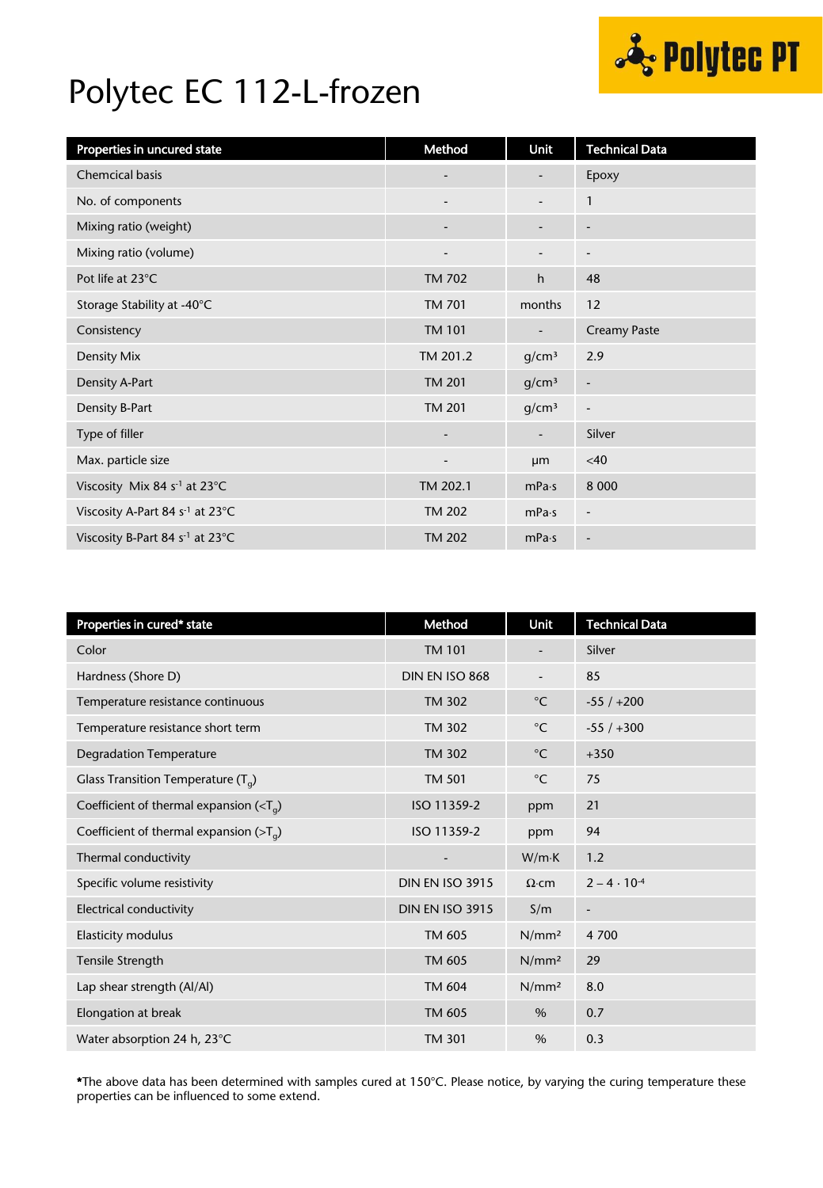# Polytec EC 112-L-frozen

| Properties in uncured state | Method | Unit | Technical Data |
|---|---|---|---|
| Chemcical basis | - | - | Epoxy |
| No. of components | - | - | 1 |
| Mixing ratio (weight) | - | - | - |
| Mixing ratio (volume) | - | - | - |
| Pot life at 23°C | TM 702 | h | 48 |
| Storage Stability at -40°C | TM 701 | months | 12 |
| Consistency | TM 101 | - | Creamy Paste |
| Density Mix | TM 201.2 | g/cm³ | 2.9 |
| Density A-Part | TM 201 | g/cm³ | - |
| Density B-Part | TM 201 | g/cm³ | - |
| Type of filler | - | - | Silver |
| Max. particle size | - | µm | <40 |
| Viscosity Mix 84 $s^{-1}$ at 23°C | TM 202.1 | mPa·s | 8 000 |
| Viscosity A-Part 84 $s^{-1}$ at 23°C | TM 202 | mPa·s | - |
| Viscosity B-Part 84 $s^{-1}$ at 23°C | TM 202 | mPa·s | - |

| Properties in cured* state | Method | Unit | Technical Data |
|---|---|---|---|
| Color | TM 101 | - | Silver |
| Hardness (Shore D) | DIN EN ISO 868 | - | 85 |
| Temperature resistance continuous | TM 302 | °C | -55 / +200 |
| Temperature resistance short term | TM 302 | °C | -55 / +300 |
| Degradation Temperature | TM 302 | °C | +350 |
| Glass Transition Temperature ($T_g$) | TM 501 | °C | 75 |
| Coefficient of thermal expansion (<$T_g$) | ISO 11359-2 | ppm | 21 |
| Coefficient of thermal expansion (>$T_g$) | ISO 11359-2 | ppm | 94 |
| Thermal conductivity | - | W/m·K | 1.2 |
| Specific volume resistivity | DIN EN ISO 3915 | Ω·cm | $2 - 4 \cdot 10^{-4}$ |
| Electrical conductivity | DIN EN ISO 3915 | S/m | - |
| Elasticity modulus | TM 605 | N/mm² | 4 700 |
| Tensile Strength | TM 605 | N/mm² | 29 |
| Lap shear strength (Al/Al) | TM 604 | N/mm² | 8.0 |
| Elongation at break | TM 605 | % | 0.7 |
| Water absorption 24 h, 23°C | TM 301 | % | 0.3 |

**\***The above data has been determined with samples cured at 150°C. Please notice, by varying the curing temperature these properties can be influenced to some extend.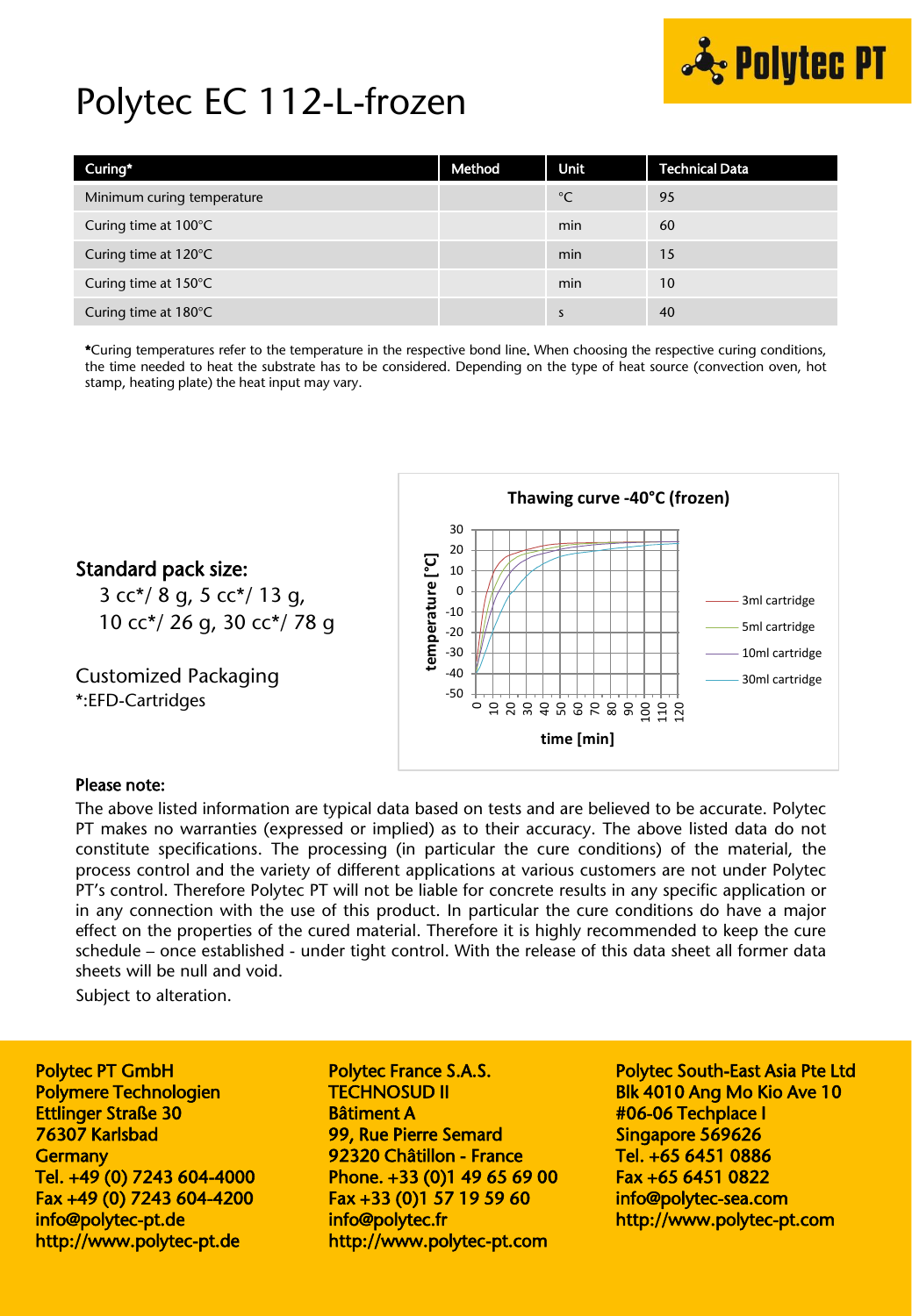# Polytec EC 112-L-frozen

| Curing* | Method | Unit | Technical Data |
| --- | --- | --- | --- |
| Minimum curing temperature | | °C | 95 |
| Curing time at 100°C | | min | 60 |
| Curing time at 120°C | | min | 15 |
| Curing time at 150°C | | min | 10 |
| Curing time at 180°C | | s | 40 |

***Curing temperatures refer to the temperature in the respective bond line.** When choosing the respective curing conditions, the time needed to heat the substrate has to be considered. Depending on the type of heat source (convection oven, hot stamp, heating plate) the heat input may vary.

## Standard pack size:

3 cc*/ 8 g, 5 cc*/ 13 g,
10 cc*/ 26 g, 30 cc*/ 78 g

Customized Packaging
*:EFD-Cartridges

Thawing curve -40°C (frozen)

temperature [°C]

30
20
10
0
-10
-20
-30
-40
-50

0 10 20 30 40 50 60 70 80 90 100 110 120

time [min]

3ml cartridge
5ml cartridge
10ml cartridge
30ml cartridge

**Please note:**

The above listed information are typical data based on tests and are believed to be accurate. Polytec PT makes no warranties (expressed or implied) as to their accuracy. The above listed data do not constitute specifications. The processing (in particular the cure conditions) of the material, the process control and the variety of different applications at various customers are not under Polytec PT's control. Therefore Polytec PT will not be liable for concrete results in any specific application or in any connection with the use of this product. In particular the cure conditions do have a major effect on the properties of the cured material. Therefore it is highly recommended to keep the cure schedule – once established - under tight control. With the release of this data sheet all former data sheets will be null and void.

Subject to alteration.

Polytec PT GmbH
Polymere Technologien
Ettlinger Straße 30
76307 Karlsbad
Germany
Tel. +49 (0) 7243 604-4000
Fax +49 (0) 7243 604-4200
info@polytec-pt.de
http://www.polytec-pt.de

Polytec France S.A.S.
TECHNOSUD II
Bâtiment A
99, Rue Pierre Semard
92320 Châtillon - France
Phone. +33 (0)1 49 65 69 00
Fax +33 (0)1 57 19 59 60
info@polytec.fr
http://www.polytec-pt.com

Polytec South-East Asia Pte Ltd
Blk 4010 Ang Mo Kio Ave 10
#06-06 Techplace I
Singapore 569626
Tel. +65 6451 0886
Fax +65 6451 0822
info@polytec-sea.com
http://www.polytec-pt.com